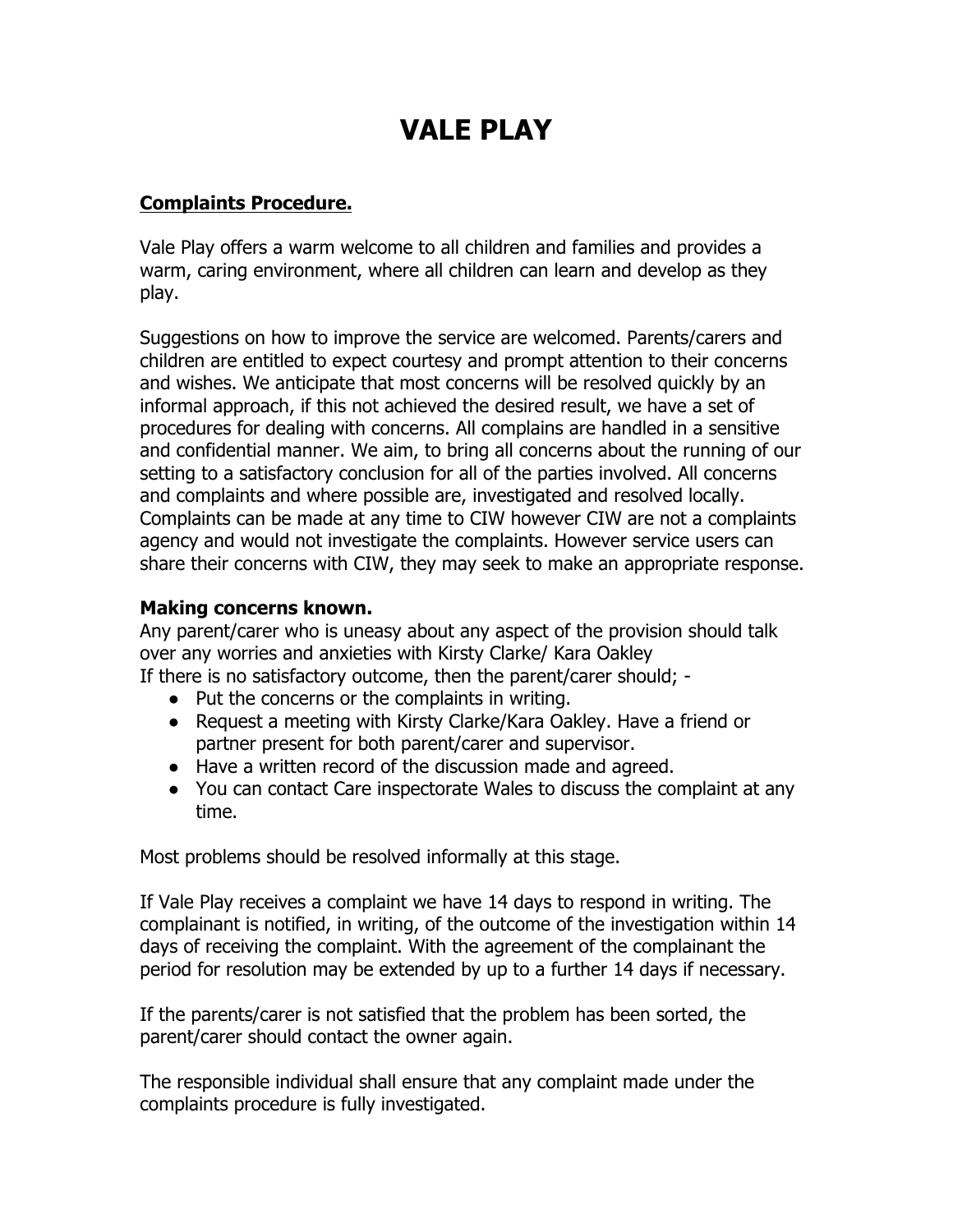# VALE PLAY

## Complaints Procedure.

Vale Play offers a warm welcome to all children and families and provides a warm, caring environment, where all children can learn and develop as they play.

Suggestions on how to improve the service are welcomed. Parents/carers and children are entitled to expect courtesy and prompt attention to their concerns and wishes. We anticipate that most concerns will be resolved quickly by an informal approach, if this not achieved the desired result, we have a set of procedures for dealing with concerns. All complains are handled in a sensitive and confidential manner. We aim, to bring all concerns about the running of our setting to a satisfactory conclusion for all of the parties involved. All concerns and complaints and where possible are, investigated and resolved locally. Complaints can be made at any time to CIW however CIW are not a complaints agency and would not investigate the complaints. However service users can share their concerns with CIW, they may seek to make an appropriate response.

### Making concerns known.

Any parent/carer who is uneasy about any aspect of the provision should talk over any worries and anxieties with Kirsty Clarke/ Kara Oakley
If there is no satisfactory outcome, then the parent/carer should; -

- Put the concerns or the complaints in writing.
- Request a meeting with Kirsty Clarke/Kara Oakley. Have a friend or partner present for both parent/carer and supervisor.
- Have a written record of the discussion made and agreed.
- You can contact Care inspectorate Wales to discuss the complaint at any time.

Most problems should be resolved informally at this stage.

If Vale Play receives a complaint we have 14 days to respond in writing. The complainant is notified, in writing, of the outcome of the investigation within 14 days of receiving the complaint. With the agreement of the complainant the period for resolution may be extended by up to a further 14 days if necessary.

If the parents/carer is not satisfied that the problem has been sorted, the parent/carer should contact the owner again.

The responsible individual shall ensure that any complaint made under the complaints procedure is fully investigated.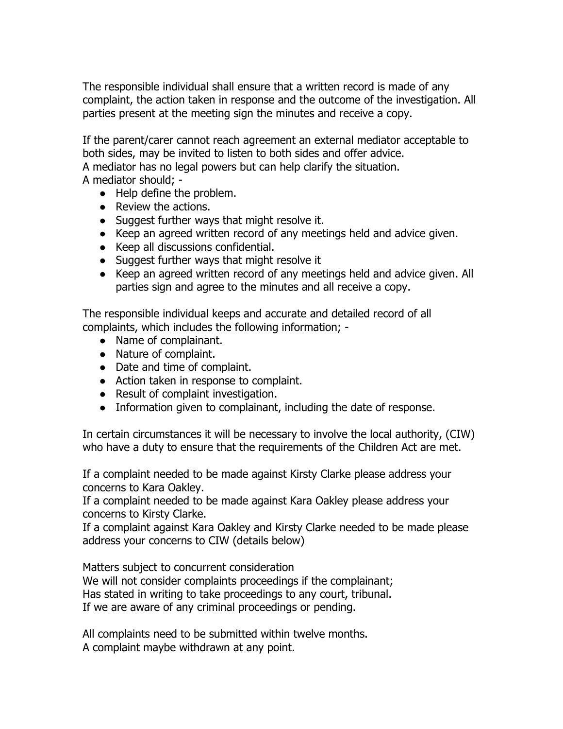The responsible individual shall ensure that a written record is made of any complaint, the action taken in response and the outcome of the investigation. All parties present at the meeting sign the minutes and receive a copy.

If the parent/carer cannot reach agreement an external mediator acceptable to both sides, may be invited to listen to both sides and offer advice.
A mediator has no legal powers but can help clarify the situation.
A mediator should; -

- Help define the problem.
- Review the actions.
- Suggest further ways that might resolve it.
- Keep an agreed written record of any meetings held and advice given.
- Keep all discussions confidential.
- Suggest further ways that might resolve it
- Keep an agreed written record of any meetings held and advice given. All parties sign and agree to the minutes and all receive a copy.

The responsible individual keeps and accurate and detailed record of all complaints, which includes the following information; -

- Name of complainant.
- Nature of complaint.
- Date and time of complaint.
- Action taken in response to complaint.
- Result of complaint investigation.
- Information given to complainant, including the date of response.

In certain circumstances it will be necessary to involve the local authority, (CIW) who have a duty to ensure that the requirements of the Children Act are met.

If a complaint needed to be made against Kirsty Clarke please address your concerns to Kara Oakley.
If a complaint needed to be made against Kara Oakley please address your concerns to Kirsty Clarke.
If a complaint against Kara Oakley and Kirsty Clarke needed to be made please address your concerns to CIW (details below)

Matters subject to concurrent consideration
We will not consider complaints proceedings if the complainant;
Has stated in writing to take proceedings to any court, tribunal.
If we are aware of any criminal proceedings or pending.

All complaints need to be submitted within twelve months.
A complaint maybe withdrawn at any point.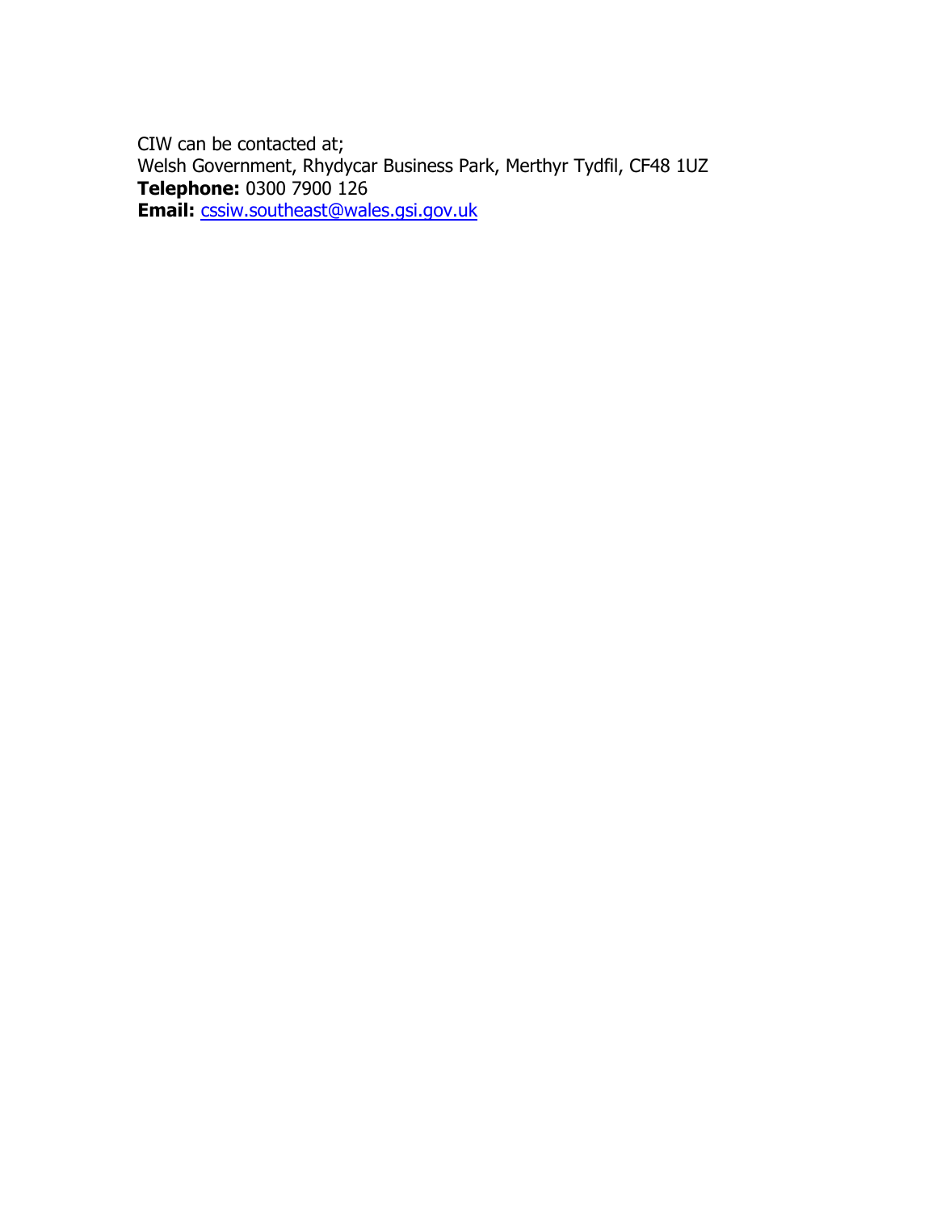CIW can be contacted at;
Welsh Government, Rhydycar Business Park, Merthyr Tydfil, CF48 1UZ
**Telephone:** 0300 7900 126
**Email:** cssiw.southeast@wales.gsi.gov.uk